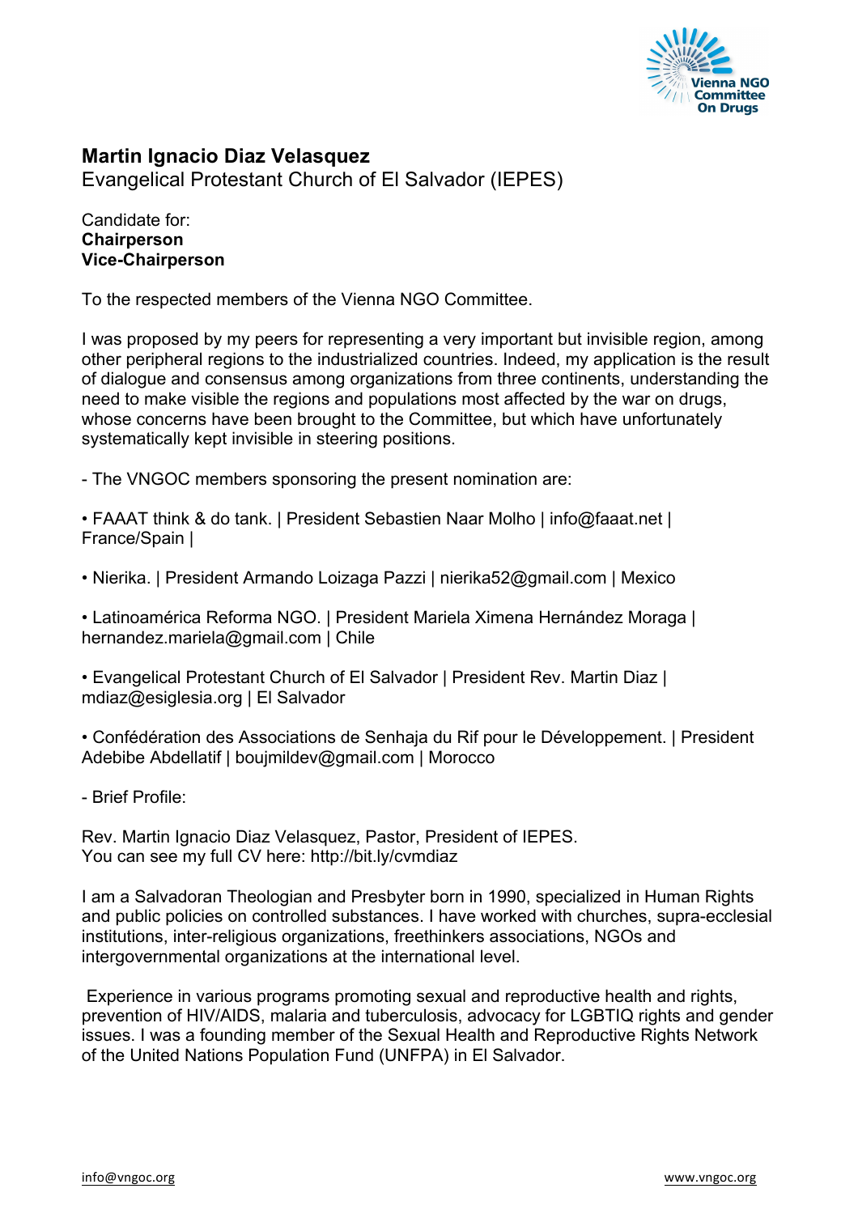# Martin Ignacio Diaz Velasquez

Evangelical Protestant Church of El Salvador (IEPES)

Candidate for:
**Chairperson**
**Vice-Chairperson**

To the respected members of the Vienna NGO Committee.

I was proposed by my peers for representing a very important but invisible region, among other peripheral regions to the industrialized countries. Indeed, my application is the result of dialogue and consensus among organizations from three continents, understanding the need to make visible the regions and populations most affected by the war on drugs, whose concerns have been brought to the Committee, but which have unfortunately systematically kept invisible in steering positions.

- The VNGOC members sponsoring the present nomination are:

• FAAAT think & do tank. | President Sebastien Naar Molho | info@faaat.net | France/Spain |

• Nierika. | President Armando Loizaga Pazzi | nierika52@gmail.com | Mexico

• Latinoamérica Reforma NGO. | President Mariela Ximena Hernández Moraga | hernandez.mariela@gmail.com | Chile

• Evangelical Protestant Church of El Salvador | President Rev. Martin Diaz | mdiaz@esiglesia.org | El Salvador

• Confédération des Associations de Senhaja du Rif pour le Développement. | President Adebibe Abdellatif | boujmildev@gmail.com | Morocco

- Brief Profile:

Rev. Martin Ignacio Diaz Velasquez, Pastor, President of IEPES.
You can see my full CV here: http://bit.ly/cvmdiaz

I am a Salvadoran Theologian and Presbyter born in 1990, specialized in Human Rights and public policies on controlled substances. I have worked with churches, supra-ecclesial institutions, inter-religious organizations, freethinkers associations, NGOs and intergovernmental organizations at the international level.

Experience in various programs promoting sexual and reproductive health and rights, prevention of HIV/AIDS, malaria and tuberculosis, advocacy for LGBTIQ rights and gender issues. I was a founding member of the Sexual Health and Reproductive Rights Network of the United Nations Population Fund (UNFPA) in El Salvador.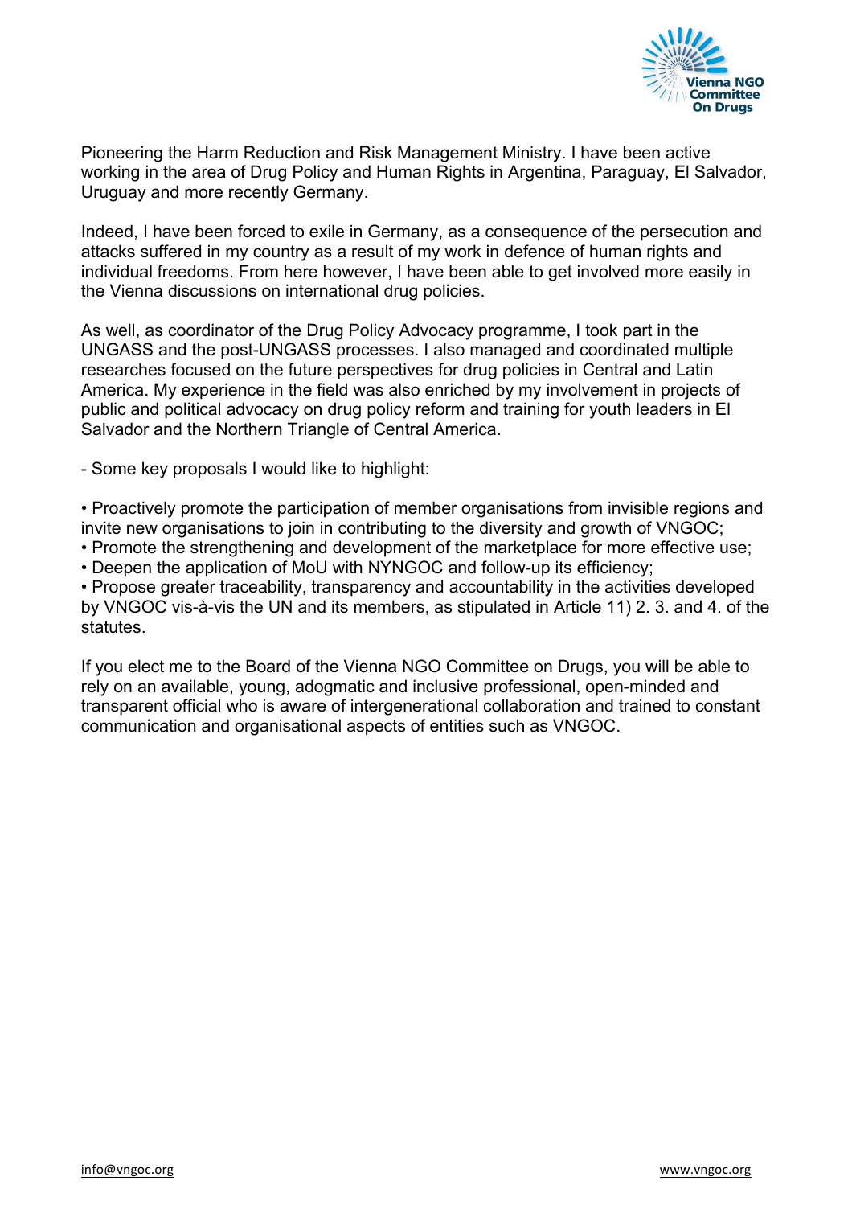Pioneering the Harm Reduction and Risk Management Ministry. I have been active working in the area of Drug Policy and Human Rights in Argentina, Paraguay, El Salvador, Uruguay and more recently Germany.

Indeed, I have been forced to exile in Germany, as a consequence of the persecution and attacks suffered in my country as a result of my work in defence of human rights and individual freedoms. From here however, I have been able to get involved more easily in the Vienna discussions on international drug policies.

As well, as coordinator of the Drug Policy Advocacy programme, I took part in the UNGASS and the post-UNGASS processes. I also managed and coordinated multiple researches focused on the future perspectives for drug policies in Central and Latin America. My experience in the field was also enriched by my involvement in projects of public and political advocacy on drug policy reform and training for youth leaders in El Salvador and the Northern Triangle of Central America.

- Some key proposals I would like to highlight:

• Proactively promote the participation of member organisations from invisible regions and invite new organisations to join in contributing to the diversity and growth of VNGOC;
• Promote the strengthening and development of the marketplace for more effective use;
• Deepen the application of MoU with NYNGOC and follow-up its efficiency;
• Propose greater traceability, transparency and accountability in the activities developed by VNGOC vis-à-vis the UN and its members, as stipulated in Article 11) 2. 3. and 4. of the statutes.

If you elect me to the Board of the Vienna NGO Committee on Drugs, you will be able to rely on an available, young, adogmatic and inclusive professional, open-minded and transparent official who is aware of intergenerational collaboration and trained to constant communication and organisational aspects of entities such as VNGOC.